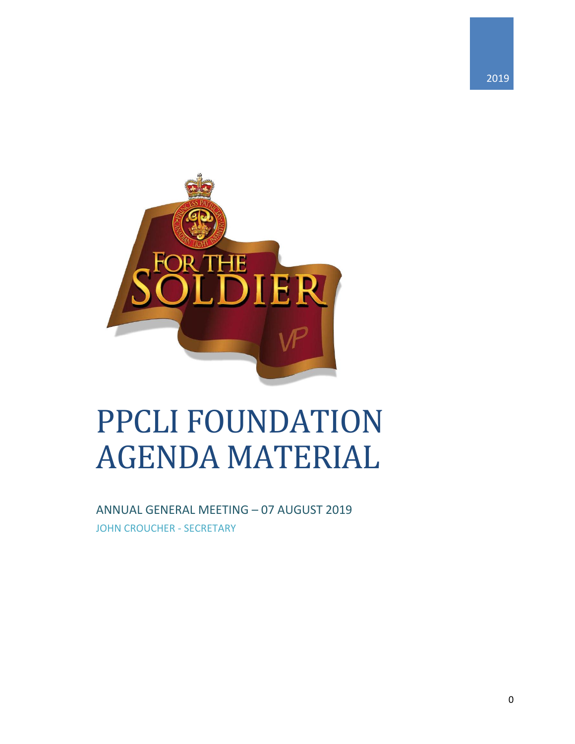2019

# PPCLI FOUNDATION AGENDA MATERIAL

ANNUAL GENERAL MEETING – 07 AUGUST 2019

JOHN CROUCHER - SECRETARY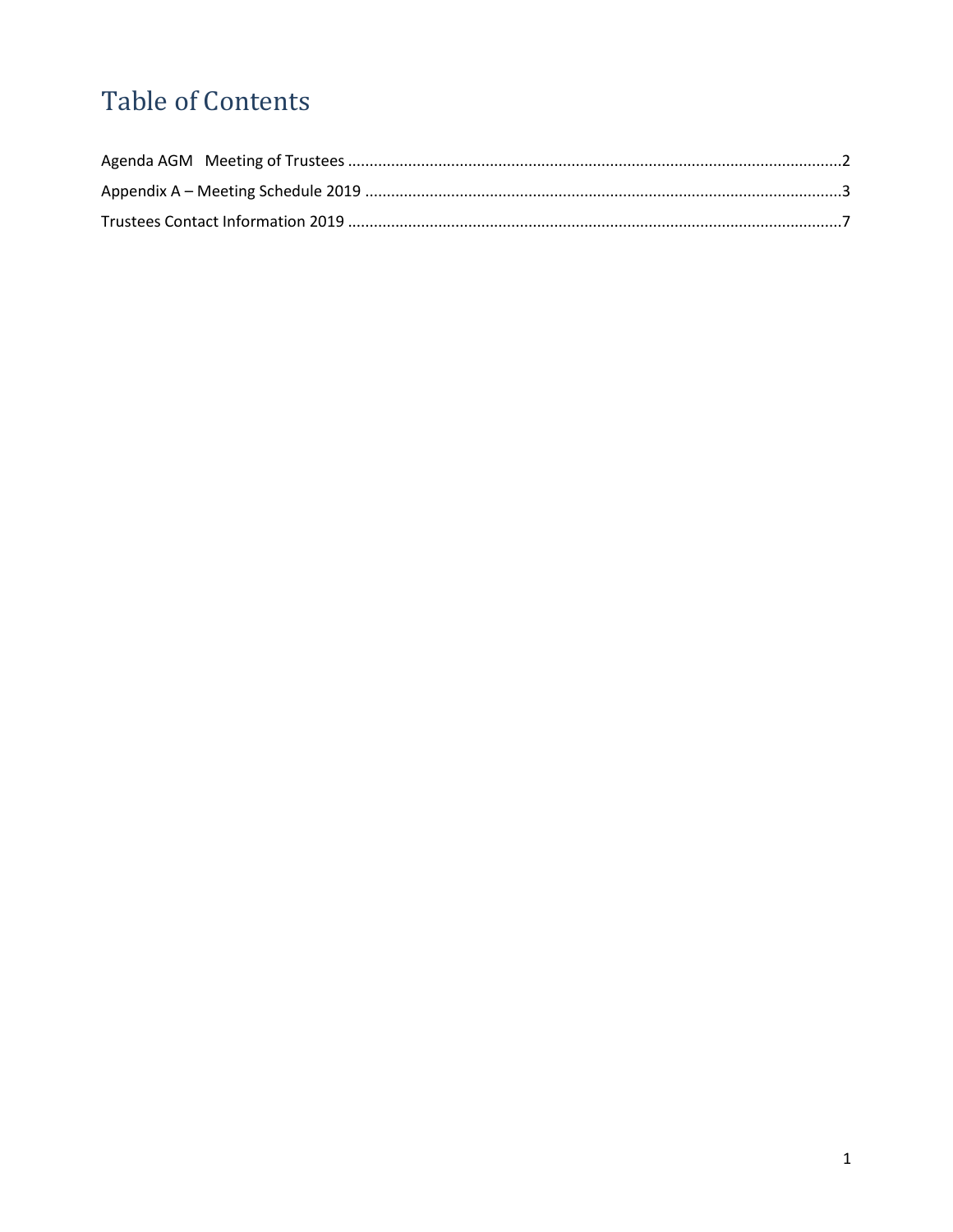# Table of Contents

Agenda AGM Meeting of Trustees ........................................................................................................................2

Appendix A – Meeting Schedule 2019 ..................................................................................................................3

Trustees Contact Information 2019 ......................................................................................................................7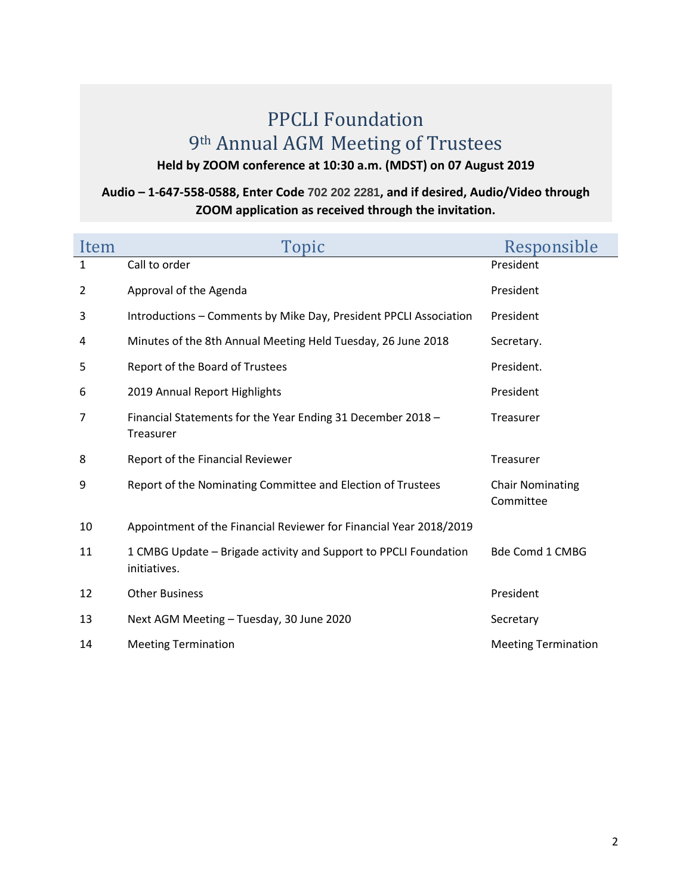# PPCLI Foundation

## 9th Annual AGM Meeting of Trustees

**Held by ZOOM conference at 10:30 a.m. (MDST) on 07 August 2019**

**Audio – 1-647-558-0588, Enter Code 702 202 2281, and if desired, Audio/Video through ZOOM application as received through the invitation.**

| Item | Topic | Responsible |
|---|---|---|
| 1 | Call to order | President |
| 2 | Approval of the Agenda | President |
| 3 | Introductions – Comments by Mike Day, President PPCLI Association | President |
| 4 | Minutes of the 8th Annual Meeting Held Tuesday, 26 June 2018 | Secretary. |
| 5 | Report of the Board of Trustees | President. |
| 6 | 2019 Annual Report Highlights | President |
| 7 | Financial Statements for the Year Ending 31 December 2018 – Treasurer | Treasurer |
| 8 | Report of the Financial Reviewer | Treasurer |
| 9 | Report of the Nominating Committee and Election of Trustees | Chair Nominating Committee |
| 10 | Appointment of the Financial Reviewer for Financial Year 2018/2019 | |
| 11 | 1 CMBG Update – Brigade activity and Support to PPCLI Foundation initiatives. | Bde Comd 1 CMBG |
| 12 | Other Business | President |
| 13 | Next AGM Meeting – Tuesday, 30 June 2020 | Secretary |
| 14 | Meeting Termination | Meeting Termination |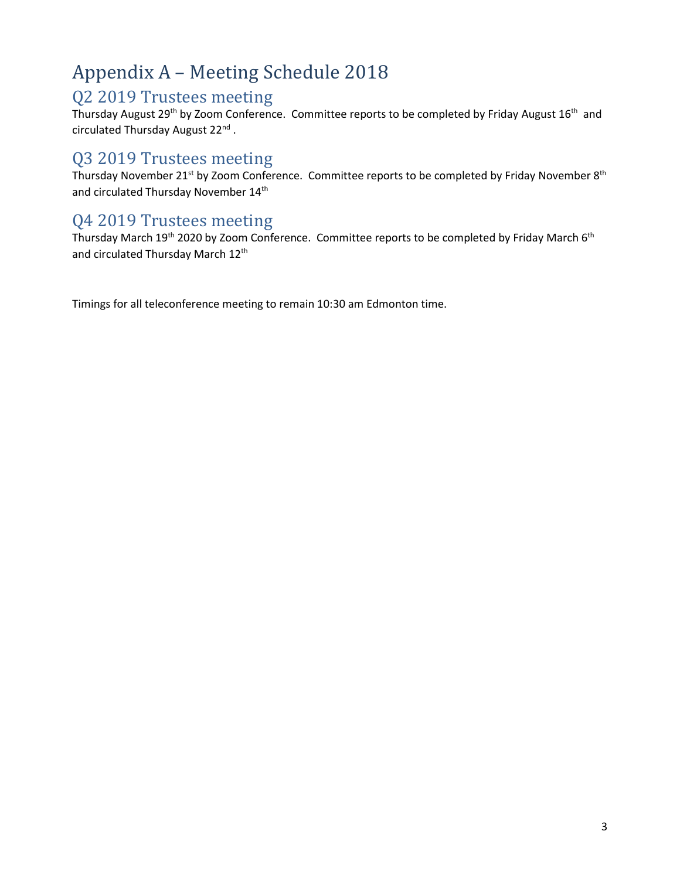# Appendix A – Meeting Schedule 2018

## Q2 2019 Trustees meeting

Thursday August 29th by Zoom Conference. Committee reports to be completed by Friday August 16th and circulated Thursday August 22nd .

## Q3 2019 Trustees meeting

Thursday November 21st by Zoom Conference. Committee reports to be completed by Friday November 8th and circulated Thursday November 14th

## Q4 2019 Trustees meeting

Thursday March 19th 2020 by Zoom Conference. Committee reports to be completed by Friday March 6th and circulated Thursday March 12th

Timings for all teleconference meeting to remain 10:30 am Edmonton time.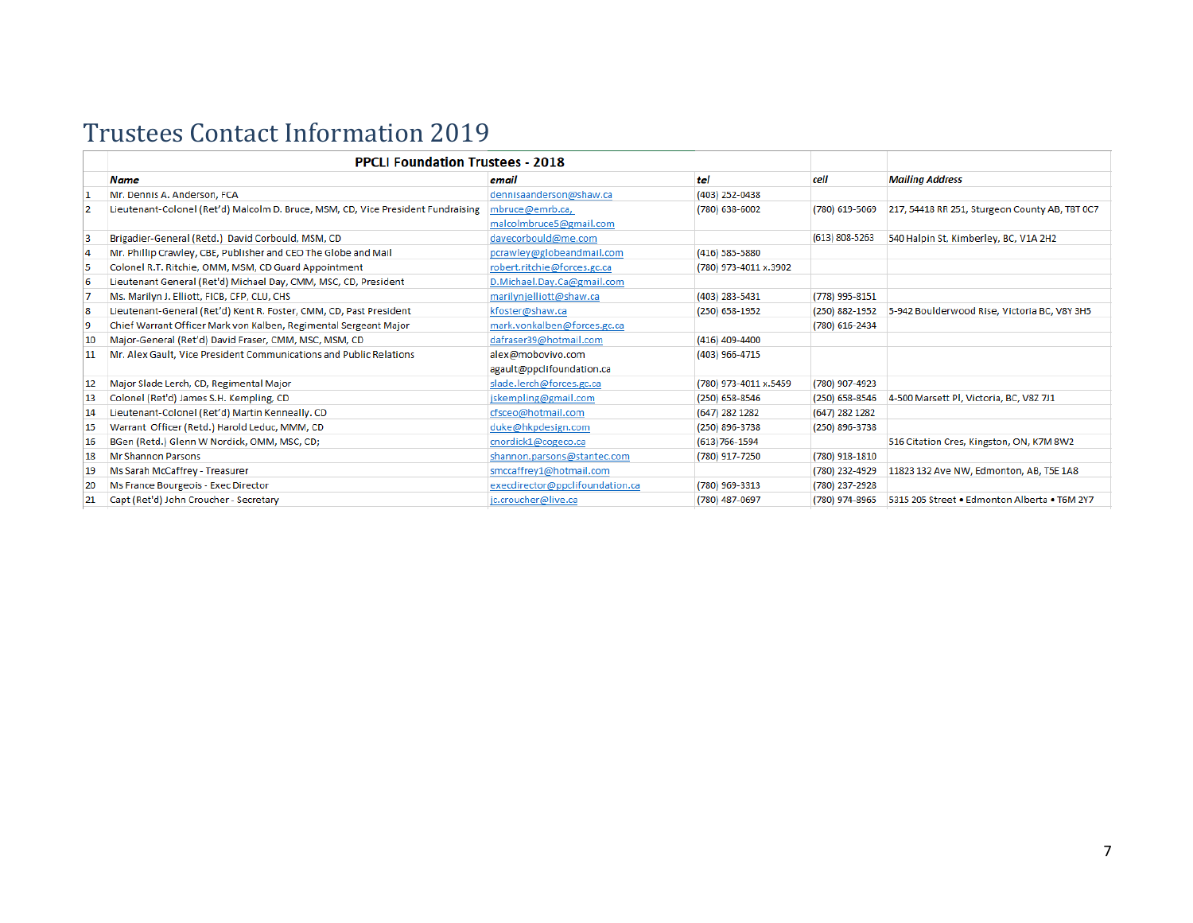# Trustees Contact Information 2019

| | PPCLI Foundation Trustees - 2018 | | | | |
|---|---|---|---|---|---|
| | ***Name*** | ***email*** | ***tel*** | ***cell*** | ***Mailing Address*** |
| 1 | Mr. Dennis A. Anderson, FCA | dennisaanderson@shaw.ca | (403) 252-0438 | | |
| 2 | Lieutenant-Colonel (Ret'd) Malcolm D. Bruce, MSM, CD, Vice President Fundraising | mbruce@emrb.ca, malcolmbruce5@gmail.com | (780) 638-6002 | (780) 619-5069 | 217, 54418 RR 251, Sturgeon County AB, T8T 0C7 |
| 3 | Brigadier-General (Retd.) David Corbould, MSM, CD | davecorbould@me.com | | (613) 808-5263 | 540 Halpin St, Kimberley, BC, V1A 2H2 |
| 4 | Mr. Phillip Crawley, CBE, Publisher and CEO The Globe and Mail | pcrawley@globeandmail.com | (416) 585-5880 | | |
| 5 | Colonel R.T. Ritchie, OMM, MSM, CD Guard Appointment | robert.ritchie@forces.gc.ca | (780) 973-4011 x.3902 | | |
| 6 | Lieutenant General (Ret'd) Michael Day, CMM, MSC, CD, President | D.Michael.Day.Ca@gmail.com | | | |
| 7 | Ms. Marilyn J. Elliott, FICB, CFP, CLU, CHS | marilynjelliott@shaw.ca | (403) 283-5431 | (778) 995-8151 | |
| 8 | Lieutenant-General (Ret'd) Kent R. Foster, CMM, CD, Past President | kfoster@shaw.ca | (250) 658-1952 | (250) 882-1952 | 5-942 Boulderwood Rise, Victoria BC, V8Y 3H5 |
| 9 | Chief Warrant Officer Mark von Kalben, Regimental Sergeant Major | mark.vonkalben@forces.gc.ca | | (780) 616-2434 | |
| 10 | Major-General (Ret'd) David Fraser, CMM, MSC, MSM, CD | dafraser39@hotmail.com | (416) 409-4400 | | |
| 11 | Mr. Alex Gault, Vice President Communications and Public Relations | alex@mobovivo.com agault@ppclifoundation.ca | (403) 966-4715 | | |
| 12 | Major Slade Lerch, CD, Regimental Major | slade.lerch@forces.gc.ca | (780) 973-4011 x.5459 | (780) 907-4923 | |
| 13 | Colonel (Ret'd) James S.H. Kempling, CD | jskempling@gmail.com | (250) 658-8546 | (250) 658-8546 | 4-500 Marsett Pl, Victoria, BC, V8Z 7J1 |
| 14 | Lieutenant-Colonel (Ret'd) Martin Kenneally. CD | cfsceo@hotmail.com | (647) 282 1282 | (647) 282 1282 | |
| 15 | Warrant Officer (Retd.) Harold Leduc, MMM, CD | duke@hkpdesign.com | (250) 896-3738 | (250) 896-3738 | |
| 16 | BGen (Retd.) Glenn W Nordick, OMM, MSC, CD; | cnordick1@cogeco.ca | (613) 766-1594 | | 516 Citation Cres, Kingston, ON, K7M 8W2 |
| 18 | Mr Shannon Parsons | shannon.parsons@stantec.com | (780) 917-7250 | (780) 918-1810 | |
| 19 | Ms Sarah McCaffrey - Treasurer | smccaffrey1@hotmail.com | | (780) 232-4929 | 11823 132 Ave NW, Edmonton, AB, T5E 1A8 |
| 20 | Ms France Bourgeois - Exec Director | execdirector@ppclifoundation.ca | (780) 969-3313 | (780) 237-2928 | |
| 21 | Capt (Ret'd) John Croucher - Secretary | jc.croucher@live.ca | (780) 487-0697 | (780) 974-8965 | 5315 205 Street • Edmonton Alberta • T6M 2Y7 |